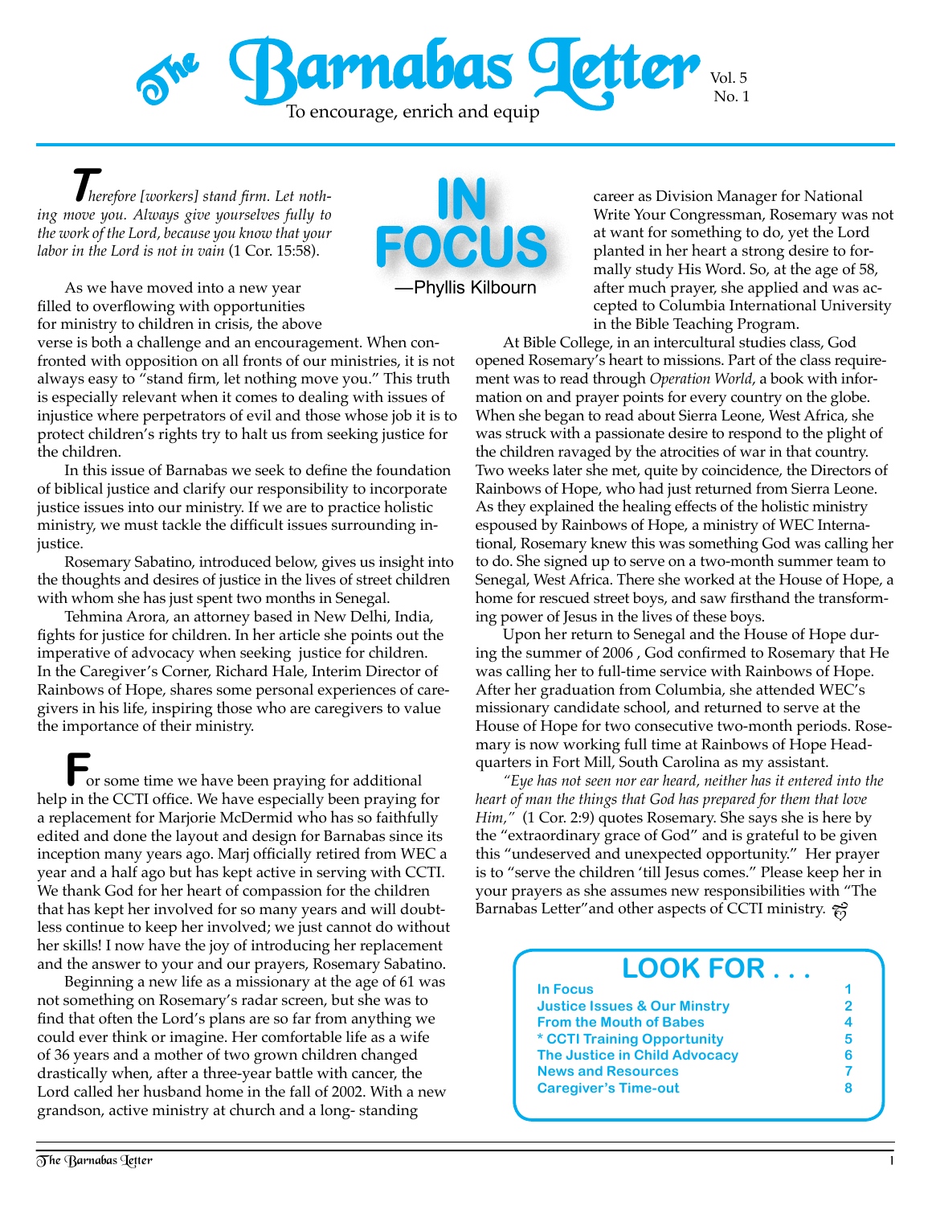# The Barnabas Letter

To encourage, enrich and equip

Vol. 5
No. 1

## IN FOCUS

—Phyllis Kilbourn

*Therefore [workers] stand firm. Let nothing move you. Always give yourselves fully to the work of the Lord, because you know that your labor in the Lord is not in vain* (1 Cor. 15:58).

As we have moved into a new year filled to overflowing with opportunities for ministry to children in crisis, the above verse is both a challenge and an encouragement. When confronted with opposition on all fronts of our ministries, it is not always easy to "stand firm, let nothing move you." This truth is especially relevant when it comes to dealing with issues of injustice where perpetrators of evil and those whose job it is to protect children's rights try to halt us from seeking justice for the children.

In this issue of Barnabas we seek to define the foundation of biblical justice and clarify our responsibility to incorporate justice issues into our ministry. If we are to practice holistic ministry, we must tackle the difficult issues surrounding injustice.

Rosemary Sabatino, introduced below, gives us insight into the thoughts and desires of justice in the lives of street children with whom she has just spent two months in Senegal.

Tehmina Arora, an attorney based in New Delhi, India, fights for justice for children. In her article she points out the imperative of advocacy when seeking justice for children. In the Caregiver's Corner, Richard Hale, Interim Director of Rainbows of Hope, shares some personal experiences of caregivers in his life, inspiring those who are caregivers to value the importance of their ministry.

For some time we have been praying for additional help in the CCTI office. We have especially been praying for a replacement for Marjorie McDermid who has so faithfully edited and done the layout and design for Barnabas since its inception many years ago. Marj officially retired from WEC a year and a half ago but has kept active in serving with CCTI. We thank God for her heart of compassion for the children that has kept her involved for so many years and will doubtless continue to keep her involved; we just cannot do without her skills! I now have the joy of introducing her replacement and the answer to your and our prayers, Rosemary Sabatino.

Beginning a new life as a missionary at the age of 61 was not something on Rosemary's radar screen, but she was to find that often the Lord's plans are so far from anything we could ever think or imagine. Her comfortable life as a wife of 36 years and a mother of two grown children changed drastically when, after a three-year battle with cancer, the Lord called her husband home in the fall of 2002. With a new grandson, active ministry at church and a long- standing career as Division Manager for National Write Your Congressman, Rosemary was not at want for something to do, yet the Lord planted in her heart a strong desire to formally study His Word. So, at the age of 58, after much prayer, she applied and was accepted to Columbia International University in the Bible Teaching Program.

At Bible College, in an intercultural studies class, God opened Rosemary's heart to missions. Part of the class requirement was to read through *Operation World*, a book with information on and prayer points for every country on the globe. When she began to read about Sierra Leone, West Africa, she was struck with a passionate desire to respond to the plight of the children ravaged by the atrocities of war in that country. Two weeks later she met, quite by coincidence, the Directors of Rainbows of Hope, who had just returned from Sierra Leone. As they explained the healing effects of the holistic ministry espoused by Rainbows of Hope, a ministry of WEC International, Rosemary knew this was something God was calling her to do. She signed up to serve on a two-month summer team to Senegal, West Africa. There she worked at the House of Hope, a home for rescued street boys, and saw firsthand the transforming power of Jesus in the lives of these boys.

Upon her return to Senegal and the House of Hope during the summer of 2006 , God confirmed to Rosemary that He was calling her to full-time service with Rainbows of Hope. After her graduation from Columbia, she attended WEC's missionary candidate school, and returned to serve at the House of Hope for two consecutive two-month periods. Rosemary is now working full time at Rainbows of Hope Headquarters in Fort Mill, South Carolina as my assistant.

*"Eye has not seen nor ear heard, neither has it entered into the heart of man the things that God has prepared for them that love Him,"* (1 Cor. 2:9) quotes Rosemary. She says she is here by the "extraordinary grace of God" and is grateful to be given this "undeserved and unexpected opportunity." Her prayer is to "serve the children 'till Jesus comes." Please keep her in your prayers as she assumes new responsibilities with "The Barnabas Letter"and other aspects of CCTI ministry.

## LOOK FOR . . .

| | |
|---|---|
| In Focus | 1 |
| Justice Issues & Our Minstry | 2 |
| From the Mouth of Babes | 4 |
| * CCTI Training Opportunity | 5 |
| The Justice in Child Advocacy | 6 |
| News and Resources | 7 |
| Caregiver's Time-out | 8 |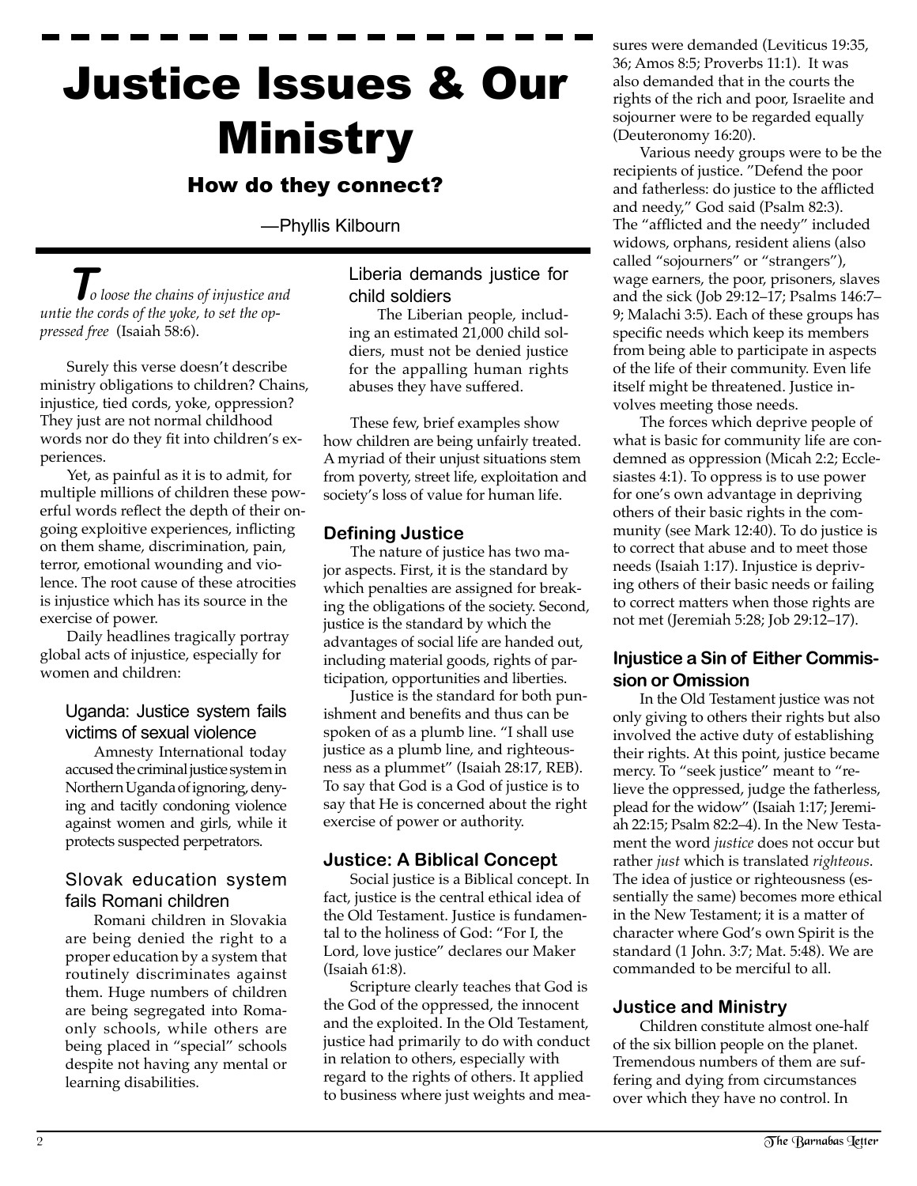# Justice Issues & Our Ministry

## How do they connect?

—Phyllis Kilbourn

*To loose the chains of injustice and untie the cords of the yoke, to set the oppressed free* (Isaiah 58:6).

Surely this verse doesn't describe ministry obligations to children? Chains, injustice, tied cords, yoke, oppression? They just are not normal childhood words nor do they fit into children's experiences.

Yet, as painful as it is to admit, for multiple millions of children these powerful words reflect the depth of their ongoing exploitive experiences, inflicting on them shame, discrimination, pain, terror, emotional wounding and violence. The root cause of these atrocities is injustice which has its source in the exercise of power.

Daily headlines tragically portray global acts of injustice, especially for women and children:

> **Uganda: Justice system fails victims of sexual violence**
>
> Amnesty International today accused the criminal justice system in Northern Uganda of ignoring, denying and tacitly condoning violence against women and girls, while it protects suspected perpetrators.

> **Slovak education system fails Romani children**
>
> Romani children in Slovakia are being denied the right to a proper education by a system that routinely discriminates against them. Huge numbers of children are being segregated into Roma-only schools, while others are being placed in "special" schools despite not having any mental or learning disabilities.

> **Liberia demands justice for child soldiers**
>
> The Liberian people, including an estimated 21,000 child soldiers, must not be denied justice for the appalling human rights abuses they have suffered.

These few, brief examples show how children are being unfairly treated. A myriad of their unjust situations stem from poverty, street life, exploitation and society's loss of value for human life.

### Defining Justice

The nature of justice has two major aspects. First, it is the standard by which penalties are assigned for breaking the obligations of the society. Second, justice is the standard by which the advantages of social life are handed out, including material goods, rights of participation, opportunities and liberties.

Justice is the standard for both punishment and benefits and thus can be spoken of as a plumb line. "I shall use justice as a plumb line, and righteousness as a plummet" (Isaiah 28:17, REB). To say that God is a God of justice is to say that He is concerned about the right exercise of power or authority.

### Justice: A Biblical Concept

Social justice is a Biblical concept. In fact, justice is the central ethical idea of the Old Testament. Justice is fundamental to the holiness of God: "For I, the Lord, love justice" declares our Maker (Isaiah 61:8).

Scripture clearly teaches that God is the God of the oppressed, the innocent and the exploited. In the Old Testament, justice had primarily to do with conduct in relation to others, especially with regard to the rights of others. It applied to business where just weights and measures were demanded (Leviticus 19:35, 36; Amos 8:5; Proverbs 11:1). It was also demanded that in the courts the rights of the rich and poor, Israelite and sojourner were to be regarded equally (Deuteronomy 16:20).

Various needy groups were to be the recipients of justice. "Defend the poor and fatherless: do justice to the afflicted and needy," God said (Psalm 82:3). The "afflicted and the needy" included widows, orphans, resident aliens (also called "sojourners" or "strangers"), wage earners, the poor, prisoners, slaves and the sick (Job 29:12–17; Psalms 146:7–9; Malachi 3:5). Each of these groups has specific needs which keep its members from being able to participate in aspects of the life of their community. Even life itself might be threatened. Justice involves meeting those needs.

The forces which deprive people of what is basic for community life are condemned as oppression (Micah 2:2; Ecclesiastes 4:1). To oppress is to use power for one's own advantage in depriving others of their basic rights in the community (see Mark 12:40). To do justice is to correct that abuse and to meet those needs (Isaiah 1:17). Injustice is depriving others of their basic needs or failing to correct matters when those rights are not met (Jeremiah 5:28; Job 29:12–17).

### Injustice a Sin of Either Commission or Omission

In the Old Testament justice was not only giving to others their rights but also involved the active duty of establishing their rights. At this point, justice became mercy. To "seek justice" meant to "relieve the oppressed, judge the fatherless, plead for the widow" (Isaiah 1:17; Jeremiah 22:15; Psalm 82:2–4). In the New Testament the word *justice* does not occur but rather *just* which is translated *righteous*. The idea of justice or righteousness (essentially the same) becomes more ethical in the New Testament; it is a matter of character where God's own Spirit is the standard (1 John. 3:7; Mat. 5:48). We are commanded to be merciful to all.

### Justice and Ministry

Children constitute almost one-half of the six billion people on the planet. Tremendous numbers of them are suffering and dying from circumstances over which they have no control. In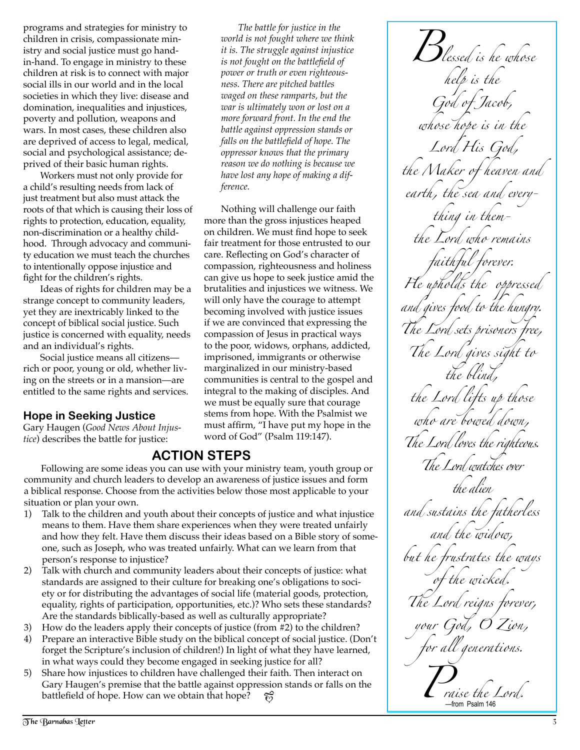programs and strategies for ministry to children in crisis, compassionate ministry and social justice must go hand-in-hand. To engage in ministry to these children at risk is to connect with major social ills in our world and in the local societies in which they live: disease and domination, inequalities and injustices, poverty and pollution, weapons and wars. In most cases, these children also are deprived of access to legal, medical, social and psychological assistance; deprived of their basic human rights.

Workers must not only provide for a child's resulting needs from lack of just treatment but also must attack the roots of that which is causing their loss of rights to protection, education, equality, non-discrimination or a healthy childhood. Through advocacy and community education we must teach the churches to intentionally oppose injustice and fight for the children's rights.

Ideas of rights for children may be a strange concept to community leaders, yet they are inextricably linked to the concept of biblical social justice. Such justice is concerned with equality, needs and an individual's rights.

Social justice means all citizens—rich or poor, young or old, whether living on the streets or in a mansion—are entitled to the same rights and services.

### Hope in Seeking Justice

Gary Haugen (*Good News About Injustice*) describes the battle for justice:

> *The battle for justice in the world is not fought where we think it is. The struggle against injustice is not fought on the battlefield of power or truth or even righteousness. There are pitched battles waged on these ramparts, but the war is ultimately won or lost on a more forward front. In the end the battle against oppression stands or falls on the battlefield of hope. The oppressor knows that the primary reason we do nothing is because we have lost any hope of making a difference.*

Nothing will challenge our faith more than the gross injustices heaped on children. We must find hope to seek fair treatment for those entrusted to our care. Reflecting on God's character of compassion, righteousness and holiness can give us hope to seek justice amid the brutalities and injustices we witness. We will only have the courage to attempt becoming involved with justice issues if we are convinced that expressing the compassion of Jesus in practical ways to the poor, widows, orphans, addicted, imprisoned, immigrants or otherwise marginalized in our ministry-based communities is central to the gospel and integral to the making of disciples. And we must be equally sure that courage stems from hope. With the Psalmist we must affirm, "I have put my hope in the word of God" (Psalm 119:147).

## ACTION STEPS

Following are some ideas you can use with your ministry team, youth group or community and church leaders to develop an awareness of justice issues and form a biblical response. Choose from the activities below those most applicable to your situation or plan your own.

1) Talk to the children and youth about their concepts of justice and what injustice means to them. Have them share experiences when they were treated unfairly and how they felt. Have them discuss their ideas based on a Bible story of someone, such as Joseph, who was treated unfairly. What can we learn from that person's response to injustice?
2) Talk with church and community leaders about their concepts of justice: what standards are assigned to their culture for breaking one's obligations to society or for distributing the advantages of social life (material goods, protection, equality, rights of participation, opportunities, etc.)? Who sets these standards? Are the standards biblically-based as well as culturally appropriate?
3) How do the leaders apply their concepts of justice (from #2) to the children?
4) Prepare an interactive Bible study on the biblical concept of social justice. (Don't forget the Scripture's inclusion of children!) In light of what they have learned, in what ways could they become engaged in seeking justice for all?
5) Share how injustices to children have challenged their faith. Then interact on Gary Haugen's premise that the battle against oppression stands or falls on the battlefield of hope. How can we obtain that hope?

*Blessed is he whose help is the God of Jacob, whose hope is in the Lord His God, the Maker of heaven and earth, the sea and everything in them—the Lord who remains faithful forever. He upholds the oppressed and gives food to the hungry. The Lord sets prisoners free, The Lord gives sight to the blind, the Lord lifts up those who are bowed down, The Lord loves the righteous. The Lord watches over the alien and sustains the fatherless and the widow, but he frustrates the ways of the wicked. The Lord reigns forever, your God, O Zion, for all generations. Praise the Lord.*

—from Psalm 146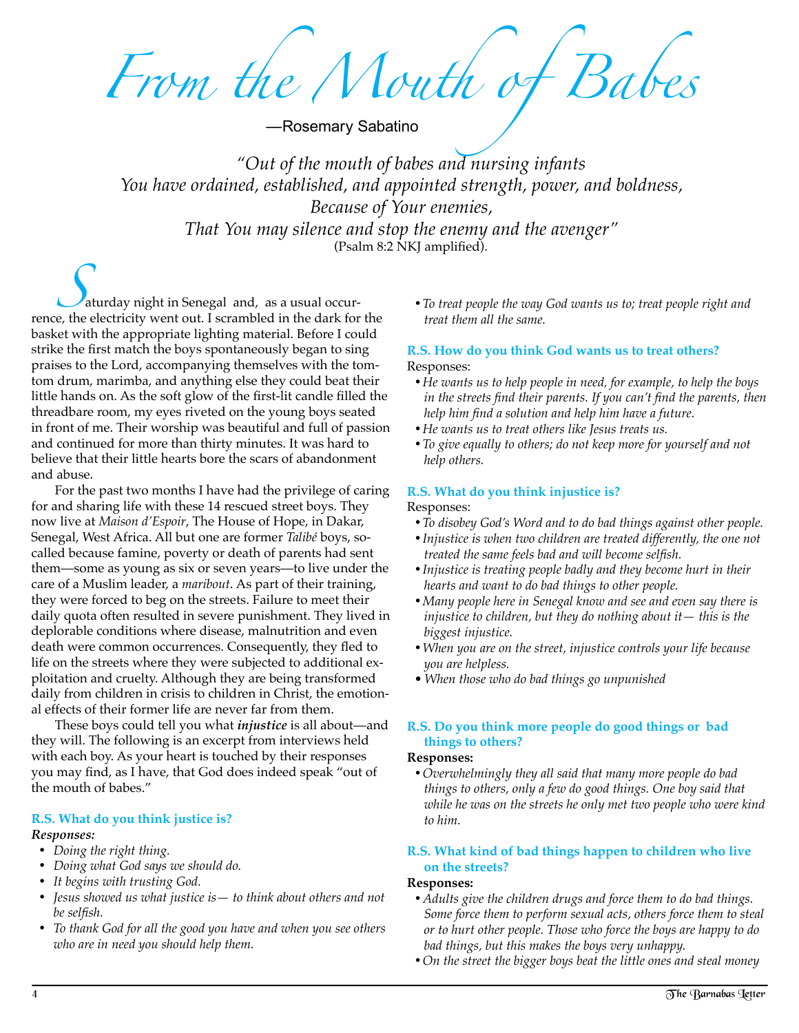# From the Mouth of Babes

—Rosemary Sabatino

*"Out of the mouth of babes and nursing infants*
*You have ordained, established, and appointed strength, power, and boldness,*
*Because of Your enemies,*
*That You may silence and stop the enemy and the avenger"*
(Psalm 8:2 NKJ amplified).

Saturday night in Senegal and, as a usual occurrence, the electricity went out. I scrambled in the dark for the basket with the appropriate lighting material. Before I could strike the first match the boys spontaneously began to sing praises to the Lord, accompanying themselves with the tom-tom drum, marimba, and anything else they could beat their little hands on. As the soft glow of the first-lit candle filled the threadbare room, my eyes riveted on the young boys seated in front of me. Their worship was beautiful and full of passion and continued for more than thirty minutes. It was hard to believe that their little hearts bore the scars of abandonment and abuse.

For the past two months I have had the privilege of caring for and sharing life with these 14 rescued street boys. They now live at *Maison d'Espoir*, The House of Hope, in Dakar, Senegal, West Africa. All but one are former *Talibé* boys, so-called because famine, poverty or death of parents had sent them—some as young as six or seven years—to live under the care of a Muslim leader, a *maribout*. As part of their training, they were forced to beg on the streets. Failure to meet their daily quota often resulted in severe punishment. They lived in deplorable conditions where disease, malnutrition and even death were common occurrences. Consequently, they fled to life on the streets where they were subjected to additional exploitation and cruelty. Although they are being transformed daily from children in crisis to children in Christ, the emotional effects of their former life are never far from them.

These boys could tell you what ***injustice*** is all about—and they will. The following is an excerpt from interviews held with each boy. As your heart is touched by their responses you may find, as I have, that God does indeed speak "out of the mouth of babes."

### R.S. What do you think justice is?

***Responses:***

- *Doing the right thing.*
- *Doing what God says we should do.*
- *It begins with trusting God.*
- *Jesus showed us what justice is— to think about others and not be selfish.*
- *To thank God for all the good you have and when you see others who are in need you should help them.*
- *To treat people the way God wants us to; treat people right and treat them all the same.*

### R.S. How do you think God wants us to treat others?

Responses:

- *He wants us to help people in need, for example, to help the boys in the streets find their parents. If you can't find the parents, then help him find a solution and help him have a future.*
- *He wants us to treat others like Jesus treats us.*
- *To give equally to others; do not keep more for yourself and not help others.*

### R.S. What do you think injustice is?

Responses:

- *To disobey God's Word and to do bad things against other people.*
- *Injustice is when two children are treated differently, the one not treated the same feels bad and will become selfish.*
- *Injustice is treating people badly and they become hurt in their hearts and want to do bad things to other people.*
- *Many people here in Senegal know and see and even say there is injustice to children, but they do nothing about it— this is the biggest injustice.*
- *When you are on the street, injustice controls your life because you are helpless.*
- *When those who do bad things go unpunished*

### R.S. Do you think more people do good things or bad things to others?

**Responses:**

- *Overwhelmingly they all said that many more people do bad things to others, only a few do good things. One boy said that while he was on the streets he only met two people who were kind to him.*

### R.S. What kind of bad things happen to children who live on the streets?

**Responses:**

- *Adults give the children drugs and force them to do bad things. Some force them to perform sexual acts, others force them to steal or to hurt other people. Those who force the boys are happy to do bad things, but this makes the boys very unhappy.*
- *On the street the bigger boys beat the little ones and steal money*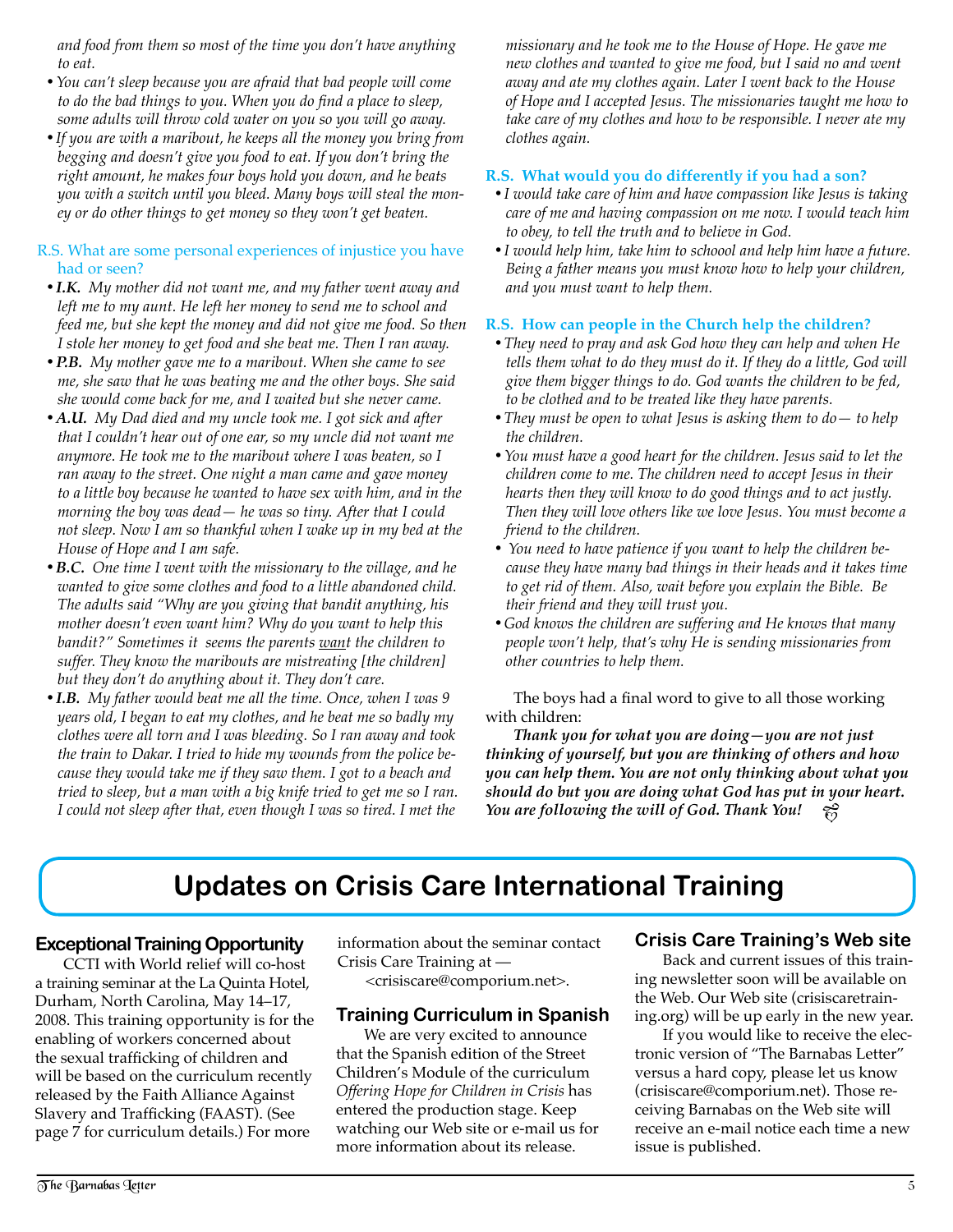*and food from them so most of the time you don't have anything to eat.*

- *You can't sleep because you are afraid that bad people will come to do the bad things to you. When you do find a place to sleep, some adults will throw cold water on you so you will go away.*
- *If you are with a maribout, he keeps all the money you bring from begging and doesn't give you food to eat. If you don't bring the right amount, he makes four boys hold you down, and he beats you with a switch until you bleed. Many boys will steal the money or do other things to get money so they won't get beaten.*

R.S. What are some personal experiences of injustice you have had or seen?

- ***I.K.*** *My mother did not want me, and my father went away and left me to my aunt. He left her money to send me to school and feed me, but she kept the money and did not give me food. So then I stole her money to get food and she beat me. Then I ran away.*
- ***P.B.*** *My mother gave me to a maribout. When she came to see me, she saw that he was beating me and the other boys. She said she would come back for me, and I waited but she never came.*
- ***A.U.*** *My Dad died and my uncle took me. I got sick and after that I couldn't hear out of one ear, so my uncle did not want me anymore. He took me to the maribout where I was beaten, so I ran away to the street. One night a man came and gave money to a little boy because he wanted to have sex with him, and in the morning the boy was dead— he was so tiny. After that I could not sleep. Now I am so thankful when I wake up in my bed at the House of Hope and I am safe.*
- ***B.C.*** *One time I went with the missionary to the village, and he wanted to give some clothes and food to a little abandoned child. The adults said "Why are you giving that bandit anything, his mother doesn't even want him? Why do you want to help this bandit?" Sometimes it seems the parents <u>want</u> the children to suffer. They know the maribouts are mistreating [the children] but they don't do anything about it. They don't care.*
- ***I.B.*** *My father would beat me all the time. Once, when I was 9 years old, I began to eat my clothes, and he beat me so badly my clothes were all torn and I was bleeding. So I ran away and took the train to Dakar. I tried to hide my wounds from the police because they would take me if they saw them. I got to a beach and tried to sleep, but a man with a big knife tried to get me so I ran. I could not sleep after that, even though I was so tired. I met the missionary and he took me to the House of Hope. He gave me new clothes and wanted to give me food, but I said no and went away and ate my clothes again. Later I went back to the House of Hope and I accepted Jesus. The missionaries taught me how to take care of my clothes and how to be responsible. I never ate my clothes again.*

**R.S. What would you do differently if you had a son?**

- *I would take care of him and have compassion like Jesus is taking care of me and having compassion on me now. I would teach him to obey, to tell the truth and to believe in God.*
- *I would help him, take him to schoool and help him have a future. Being a father means you must know how to help your children, and you must want to help them.*

**R.S. How can people in the Church help the children?**

- *They need to pray and ask God how they can help and when He tells them what to do they must do it. If they do a little, God will give them bigger things to do. God wants the children to be fed, to be clothed and to be treated like they have parents.*
- *They must be open to what Jesus is asking them to do— to help the children.*
- *You must have a good heart for the children. Jesus said to let the children come to me. The children need to accept Jesus in their hearts then they will know to do good things and to act justly. Then they will love others like we love Jesus. You must become a friend to the children.*
- *You need to have patience if you want to help the children because they have many bad things in their heads and it takes time to get rid of them. Also, wait before you explain the Bible. Be their friend and they will trust you.*
- *God knows the children are suffering and He knows that many people won't help, that's why He is sending missionaries from other countries to help them.*

The boys had a final word to give to all those working with children:

***Thank you for what you are doing—you are not just thinking of yourself, but you are thinking of others and how you can help them. You are not only thinking about what you should do but you are doing what God has put in your heart. You are following the will of God. Thank You!***

# Updates on Crisis Care International Training

## Exceptional Training Opportunity

CCTI with World relief will co-host a training seminar at the La Quinta Hotel, Durham, North Carolina, May 14–17, 2008. This training opportunity is for the enabling of workers concerned about the sexual trafficking of children and will be based on the curriculum recently released by the Faith Alliance Against Slavery and Trafficking (FAAST). (See page 7 for curriculum details.) For more information about the seminar contact Crisis Care Training at —
<crisiscare@comporium.net>.

## Training Curriculum in Spanish

We are very excited to announce that the Spanish edition of the Street Children's Module of the curriculum *Offering Hope for Children in Crisis* has entered the production stage. Keep watching our Web site or e-mail us for more information about its release.

## Crisis Care Training's Web site

Back and current issues of this training newsletter soon will be available on the Web. Our Web site (crisiscaretraining.org) will be up early in the new year.

If you would like to receive the electronic version of "The Barnabas Letter" versus a hard copy, please let us know (crisiscare@comporium.net). Those receiving Barnabas on the Web site will receive an e-mail notice each time a new issue is published.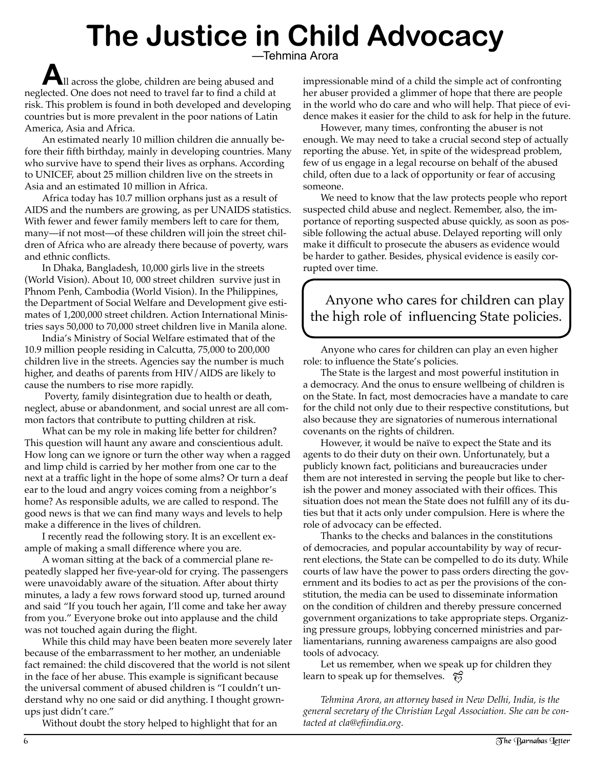# The Justice in Child Advocacy

—Tehmina Arora

All across the globe, children are being abused and neglected. One does not need to travel far to find a child at risk. This problem is found in both developed and developing countries but is more prevalent in the poor nations of Latin America, Asia and Africa.

An estimated nearly 10 million children die annually before their fifth birthday, mainly in developing countries. Many who survive have to spend their lives as orphans. According to UNICEF, about 25 million children live on the streets in Asia and an estimated 10 million in Africa.

Africa today has 10.7 million orphans just as a result of AIDS and the numbers are growing, as per UNAIDS statistics. With fewer and fewer family members left to care for them, many—if not most—of these children will join the street children of Africa who are already there because of poverty, wars and ethnic conflicts.

In Dhaka, Bangladesh, 10,000 girls live in the streets (World Vision). About 10, 000 street children survive just in Phnom Penh, Cambodia (World Vision). In the Philippines, the Department of Social Welfare and Development give estimates of 1,200,000 street children. Action International Ministries says 50,000 to 70,000 street children live in Manila alone.

India's Ministry of Social Welfare estimated that of the 10.9 million people residing in Calcutta, 75,000 to 200,000 children live in the streets. Agencies say the number is much higher, and deaths of parents from HIV/AIDS are likely to cause the numbers to rise more rapidly.

Poverty, family disintegration due to health or death, neglect, abuse or abandonment, and social unrest are all common factors that contribute to putting children at risk.

What can be my role in making life better for children? This question will haunt any aware and conscientious adult. How long can we ignore or turn the other way when a ragged and limp child is carried by her mother from one car to the next at a traffic light in the hope of some alms? Or turn a deaf ear to the loud and angry voices coming from a neighbor's home? As responsible adults, we are called to respond. The good news is that we can find many ways and levels to help make a difference in the lives of children.

I recently read the following story. It is an excellent example of making a small difference where you are.

A woman sitting at the back of a commercial plane repeatedly slapped her five-year-old for crying. The passengers were unavoidably aware of the situation. After about thirty minutes, a lady a few rows forward stood up, turned around and said "If you touch her again, I'll come and take her away from you." Everyone broke out into applause and the child was not touched again during the flight.

While this child may have been beaten more severely later because of the embarrassment to her mother, an undeniable fact remained: the child discovered that the world is not silent in the face of her abuse. This example is significant because the universal comment of abused children is "I couldn't understand why no one said or did anything. I thought grown-ups just didn't care."

Without doubt the story helped to highlight that for an impressionable mind of a child the simple act of confronting her abuser provided a glimmer of hope that there are people in the world who do care and who will help. That piece of evidence makes it easier for the child to ask for help in the future.

However, many times, confronting the abuser is not enough. We may need to take a crucial second step of actually reporting the abuse. Yet, in spite of the widespread problem, few of us engage in a legal recourse on behalf of the abused child, often due to a lack of opportunity or fear of accusing someone.

We need to know that the law protects people who report suspected child abuse and neglect. Remember, also, the importance of reporting suspected abuse quickly, as soon as possible following the actual abuse. Delayed reporting will only make it difficult to prosecute the abusers as evidence would be harder to gather. Besides, physical evidence is easily corrupted over time.

> Anyone who cares for children can play the high role of influencing State policies.

Anyone who cares for children can play an even higher role: to influence the State's policies.

The State is the largest and most powerful institution in a democracy. And the onus to ensure wellbeing of children is on the State. In fact, most democracies have a mandate to care for the child not only due to their respective constitutions, but also because they are signatories of numerous international covenants on the rights of children.

However, it would be naïve to expect the State and its agents to do their duty on their own. Unfortunately, but a publicly known fact, politicians and bureaucracies under them are not interested in serving the people but like to cherish the power and money associated with their offices. This situation does not mean the State does not fulfill any of its duties but that it acts only under compulsion. Here is where the role of advocacy can be effected.

Thanks to the checks and balances in the constitutions of democracies, and popular accountability by way of recurrent elections, the State can be compelled to do its duty. While courts of law have the power to pass orders directing the government and its bodies to act as per the provisions of the constitution, the media can be used to disseminate information on the condition of children and thereby pressure concerned government organizations to take appropriate steps. Organizing pressure groups, lobbying concerned ministries and parliamentarians, running awareness campaigns are also good tools of advocacy.

Let us remember, when we speak up for children they learn to speak up for themselves.

*Tehmina Arora, an attorney based in New Delhi, India, is the general secretary of the Christian Legal Association. She can be contacted at cla@efiindia.org.*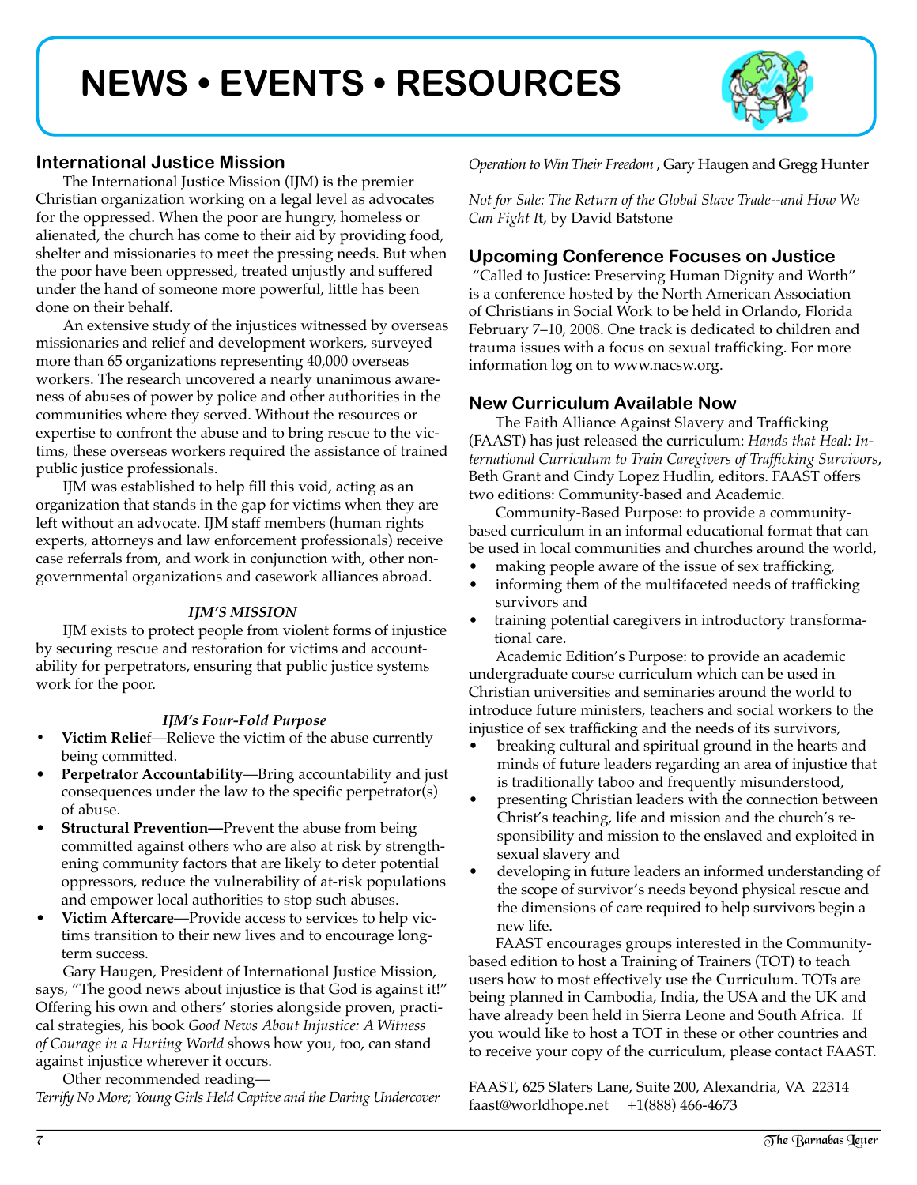# NEWS • EVENTS • RESOURCES

## International Justice Mission

The International Justice Mission (IJM) is the premier Christian organization working on a legal level as advocates for the oppressed. When the poor are hungry, homeless or alienated, the church has come to their aid by providing food, shelter and missionaries to meet the pressing needs. But when the poor have been oppressed, treated unjustly and suffered under the hand of someone more powerful, little has been done on their behalf.

An extensive study of the injustices witnessed by overseas missionaries and relief and development workers, surveyed more than 65 organizations representing 40,000 overseas workers. The research uncovered a nearly unanimous awareness of abuses of power by police and other authorities in the communities where they served. Without the resources or expertise to confront the abuse and to bring rescue to the victims, these overseas workers required the assistance of trained public justice professionals.

IJM was established to help fill this void, acting as an organization that stands in the gap for victims when they are left without an advocate. IJM staff members (human rights experts, attorneys and law enforcement professionals) receive case referrals from, and work in conjunction with, other non-governmental organizations and casework alliances abroad.

***IJM'S MISSION***

IJM exists to protect people from violent forms of injustice by securing rescue and restoration for victims and accountability for perpetrators, ensuring that public justice systems work for the poor.

***IJM's Four-Fold Purpose***

- **Victim Relief**—Relieve the victim of the abuse currently being committed.
- **Perpetrator Accountability**—Bring accountability and just consequences under the law to the specific perpetrator(s) of abuse.
- **Structural Prevention—**Prevent the abuse from being committed against others who are also at risk by strengthening community factors that are likely to deter potential oppressors, reduce the vulnerability of at-risk populations and empower local authorities to stop such abuses.
- **Victim Aftercare**—Provide access to services to help victims transition to their new lives and to encourage long-term success.

Gary Haugen, President of International Justice Mission, says, "The good news about injustice is that God is against it!" Offering his own and others' stories alongside proven, practical strategies, his book *Good News About Injustice: A Witness of Courage in a Hurting World* shows how you, too, can stand against injustice wherever it occurs.

Other recommended reading—

*Terrify No More; Young Girls Held Captive and the Daring Undercover Operation to Win Their Freedom* , Gary Haugen and Gregg Hunter

*Not for Sale: The Return of the Global Slave Trade--and How We Can Fight It*, by David Batstone

## Upcoming Conference Focuses on Justice

"Called to Justice: Preserving Human Dignity and Worth" is a conference hosted by the North American Association of Christians in Social Work to be held in Orlando, Florida February 7–10, 2008. One track is dedicated to children and trauma issues with a focus on sexual trafficking. For more information log on to www.nacsw.org.

## New Curriculum Available Now

The Faith Alliance Against Slavery and Trafficking (FAAST) has just released the curriculum: *Hands that Heal: International Curriculum to Train Caregivers of Trafficking Survivors*, Beth Grant and Cindy Lopez Hudlin, editors. FAAST offers two editions: Community-based and Academic.

Community-Based Purpose: to provide a community-based curriculum in an informal educational format that can be used in local communities and churches around the world,

- making people aware of the issue of sex trafficking,
- informing them of the multifaceted needs of trafficking survivors and
- training potential caregivers in introductory transformational care.

Academic Edition's Purpose: to provide an academic undergraduate course curriculum which can be used in Christian universities and seminaries around the world to introduce future ministers, teachers and social workers to the injustice of sex trafficking and the needs of its survivors,

- breaking cultural and spiritual ground in the hearts and minds of future leaders regarding an area of injustice that is traditionally taboo and frequently misunderstood,
- presenting Christian leaders with the connection between Christ's teaching, life and mission and the church's responsibility and mission to the enslaved and exploited in sexual slavery and
- developing in future leaders an informed understanding of the scope of survivor's needs beyond physical rescue and the dimensions of care required to help survivors begin a new life.

FAAST encourages groups interested in the Community-based edition to host a Training of Trainers (TOT) to teach users how to most effectively use the Curriculum. TOTs are being planned in Cambodia, India, the USA and the UK and have already been held in Sierra Leone and South Africa. If you would like to host a TOT in these or other countries and to receive your copy of the curriculum, please contact FAAST.

FAAST, 625 Slaters Lane, Suite 200, Alexandria, VA 22314
faast@worldhope.net +1(888) 466-4673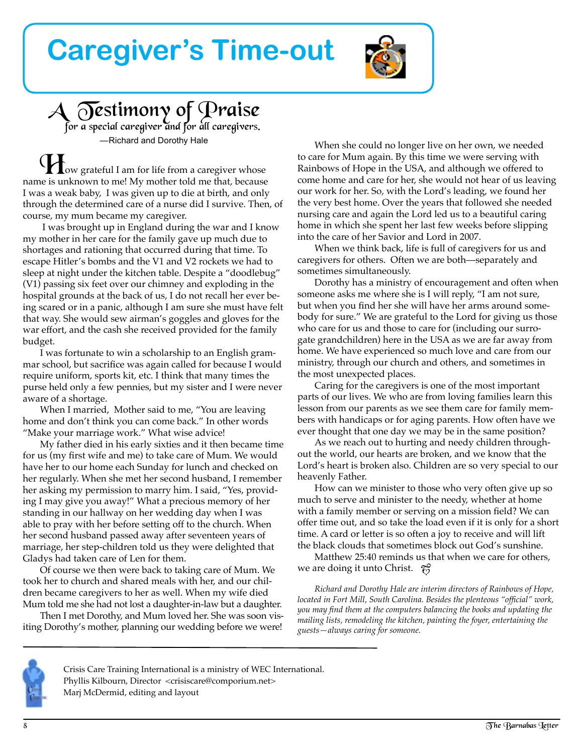# Caregiver's Time-out

## A Testimony of Praise

### for a special caregiver and for all caregivers.

—Richard and Dorothy Hale

How grateful I am for life from a caregiver whose name is unknown to me! My mother told me that, because I was a weak baby, I was given up to die at birth, and only through the determined care of a nurse did I survive. Then, of course, my mum became my caregiver.

I was brought up in England during the war and I know my mother in her care for the family gave up much due to shortages and rationing that occurred during that time. To escape Hitler's bombs and the V1 and V2 rockets we had to sleep at night under the kitchen table. Despite a "doodlebug" (V1) passing six feet over our chimney and exploding in the hospital grounds at the back of us, I do not recall her ever being scared or in a panic, although I am sure she must have felt that way. She would sew airman's goggles and gloves for the war effort, and the cash she received provided for the family budget.

I was fortunate to win a scholarship to an English grammar school, but sacrifice was again called for because I would require uniform, sports kit, etc. I think that many times the purse held only a few pennies, but my sister and I were never aware of a shortage.

When I married, Mother said to me, "You are leaving home and don't think you can come back." In other words "Make your marriage work." What wise advice!

My father died in his early sixties and it then became time for us (my first wife and me) to take care of Mum. We would have her to our home each Sunday for lunch and checked on her regularly. When she met her second husband, I remember her asking my permission to marry him. I said, "Yes, providing I may give you away!" What a precious memory of her standing in our hallway on her wedding day when I was able to pray with her before setting off to the church. When her second husband passed away after seventeen years of marriage, her step-children told us they were delighted that Gladys had taken care of Len for them.

Of course we then were back to taking care of Mum. We took her to church and shared meals with her, and our children became caregivers to her as well. When my wife died Mum told me she had not lost a daughter-in-law but a daughter.

Then I met Dorothy, and Mum loved her. She was soon visiting Dorothy's mother, planning our wedding before we were!

When she could no longer live on her own, we needed to care for Mum again. By this time we were serving with Rainbows of Hope in the USA, and although we offered to come home and care for her, she would not hear of us leaving our work for her. So, with the Lord's leading, we found her the very best home. Over the years that followed she needed nursing care and again the Lord led us to a beautiful caring home in which she spent her last few weeks before slipping into the care of her Savior and Lord in 2007.

When we think back, life is full of caregivers for us and caregivers for others. Often we are both—separately and sometimes simultaneously.

Dorothy has a ministry of encouragement and often when someone asks me where she is I will reply, "I am not sure, but when you find her she will have her arms around somebody for sure." We are grateful to the Lord for giving us those who care for us and those to care for (including our surrogate grandchildren) here in the USA as we are far away from home. We have experienced so much love and care from our ministry, through our church and others, and sometimes in the most unexpected places.

Caring for the caregivers is one of the most important parts of our lives. We who are from loving families learn this lesson from our parents as we see them care for family members with handicaps or for aging parents. How often have we ever thought that one day we may be in the same position?

As we reach out to hurting and needy children throughout the world, our hearts are broken, and we know that the Lord's heart is broken also. Children are so very special to our heavenly Father.

How can we minister to those who very often give up so much to serve and minister to the needy, whether at home with a family member or serving on a mission field? We can offer time out, and so take the load even if it is only for a short time. A card or letter is so often a joy to receive and will lift the black clouds that sometimes block out God's sunshine.

Matthew 25:40 reminds us that when we care for others, we are doing it unto Christ.

*Richard and Dorothy Hale are interim directors of Rainbows of Hope, located in Fort Mill, South Carolina. Besides the plenteous "official" work, you may find them at the computers balancing the books and updating the mailing lists, remodeling the kitchen, painting the foyer, entertaining the guests—always caring for someone.*

---

Crisis Care Training International is a ministry of WEC International.
Phyllis Kilbourn, Director <crisiscare@comporium.net>
Marj McDermid, editing and layout